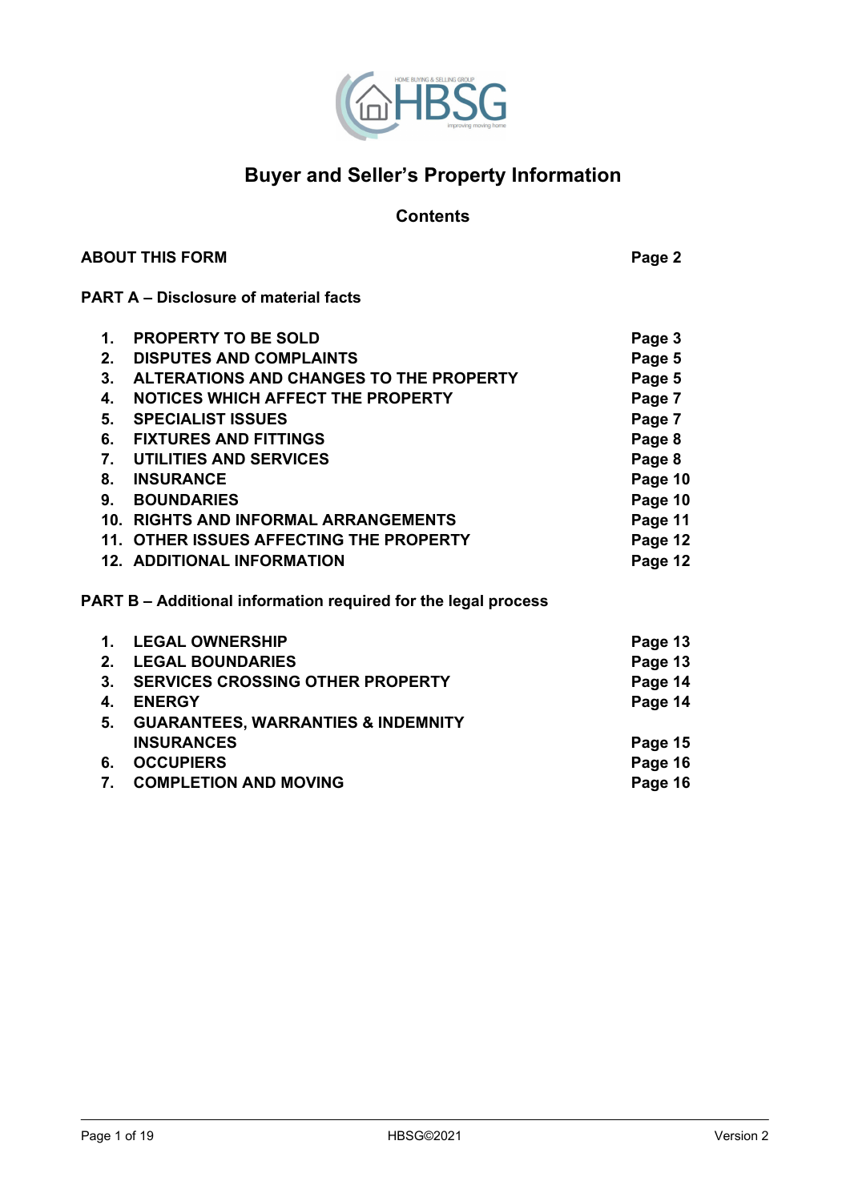# Buyer and Seller's Property Information

## Contents

| | |
|---|---|
| **ABOUT THIS FORM** | **Page 2** |
| **PART A – Disclosure of material facts** | |
| **1. PROPERTY TO BE SOLD** | **Page 3** |
| **2. DISPUTES AND COMPLAINTS** | **Page 5** |
| **3. ALTERATIONS AND CHANGES TO THE PROPERTY** | **Page 5** |
| **4. NOTICES WHICH AFFECT THE PROPERTY** | **Page 7** |
| **5. SPECIALIST ISSUES** | **Page 7** |
| **6. FIXTURES AND FITTINGS** | **Page 8** |
| **7. UTILITIES AND SERVICES** | **Page 8** |
| **8. INSURANCE** | **Page 10** |
| **9. BOUNDARIES** | **Page 10** |
| **10. RIGHTS AND INFORMAL ARRANGEMENTS** | **Page 11** |
| **11. OTHER ISSUES AFFECTING THE PROPERTY** | **Page 12** |
| **12. ADDITIONAL INFORMATION** | **Page 12** |
| **PART B – Additional information required for the legal process** | |
| **1. LEGAL OWNERSHIP** | **Page 13** |
| **2. LEGAL BOUNDARIES** | **Page 13** |
| **3. SERVICES CROSSING OTHER PROPERTY** | **Page 14** |
| **4. ENERGY** | **Page 14** |
| **5. GUARANTEES, WARRANTIES & INDEMNITY INSURANCES** | **Page 15** |
| **6. OCCUPIERS** | **Page 16** |
| **7. COMPLETION AND MOVING** | **Page 16** |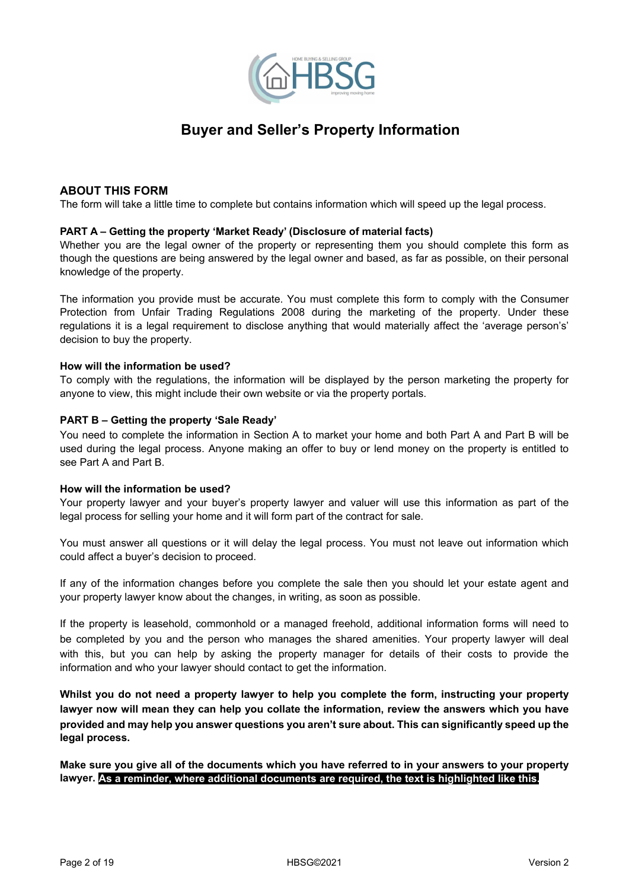# Buyer and Seller's Property Information

## ABOUT THIS FORM

The form will take a little time to complete but contains information which will speed up the legal process.

### PART A – Getting the property 'Market Ready' (Disclosure of material facts)

Whether you are the legal owner of the property or representing them you should complete this form as though the questions are being answered by the legal owner and based, as far as possible, on their personal knowledge of the property.

The information you provide must be accurate. You must complete this form to comply with the Consumer Protection from Unfair Trading Regulations 2008 during the marketing of the property. Under these regulations it is a legal requirement to disclose anything that would materially affect the 'average person's' decision to buy the property.

**How will the information be used?**

To comply with the regulations, the information will be displayed by the person marketing the property for anyone to view, this might include their own website or via the property portals.

### PART B – Getting the property 'Sale Ready'

You need to complete the information in Section A to market your home and both Part A and Part B will be used during the legal process. Anyone making an offer to buy or lend money on the property is entitled to see Part A and Part B.

**How will the information be used?**

Your property lawyer and your buyer's property lawyer and valuer will use this information as part of the legal process for selling your home and it will form part of the contract for sale.

You must answer all questions or it will delay the legal process. You must not leave out information which could affect a buyer's decision to proceed.

If any of the information changes before you complete the sale then you should let your estate agent and your property lawyer know about the changes, in writing, as soon as possible.

If the property is leasehold, commonhold or a managed freehold, additional information forms will need to be completed by you and the person who manages the shared amenities. Your property lawyer will deal with this, but you can help by asking the property manager for details of their costs to provide the information and who your lawyer should contact to get the information.

**Whilst you do not need a property lawyer to help you complete the form, instructing your property lawyer now will mean they can help you collate the information, review the answers which you have provided and may help you answer questions you aren't sure about. This can significantly speed up the legal process.**

**Make sure you give all of the documents which you have referred to in your answers to your property lawyer. As a reminder, where additional documents are required, the text is highlighted like this.**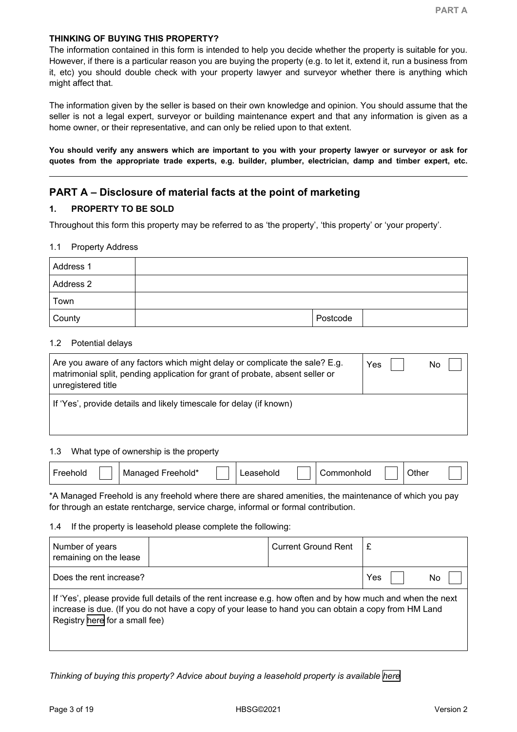**THINKING OF BUYING THIS PROPERTY?**

The information contained in this form is intended to help you decide whether the property is suitable for you. However, if there is a particular reason you are buying the property (e.g. to let it, extend it, run a business from it, etc) you should double check with your property lawyer and surveyor whether there is anything which might affect that.

The information given by the seller is based on their own knowledge and opinion. You should assume that the seller is not a legal expert, surveyor or building maintenance expert and that any information is given as a home owner, or their representative, and can only be relied upon to that extent.

**You should verify any answers which are important to you with your property lawyer or surveyor or ask for quotes from the appropriate trade experts, e.g. builder, plumber, electrician, damp and timber expert, etc.**

---

## PART A – Disclosure of material facts at the point of marketing

### 1. PROPERTY TO BE SOLD

Throughout this form this property may be referred to as 'the property', 'this property' or 'your property'.

1.1 Property Address

| Address 1 | | | |
|---|---|---|---|
| Address 2 | | | |
| Town | | | |
| County | | Postcode | |

1.2 Potential delays

| Are you aware of any factors which might delay or complicate the sale? E.g. matrimonial split, pending application for grant of probate, absent seller or unregistered title | Yes ☐ No ☐ |
|---|---|
| If 'Yes', provide details and likely timescale for delay (if known) | |

1.3 What type of ownership is the property

| Freehold ☐ | Managed Freehold* ☐ | Leasehold ☐ | Commonhold ☐ | Other ☐ |
|---|---|---|---|---|

*A Managed Freehold is any freehold where there are shared amenities, the maintenance of which you pay for through an estate rentcharge, service charge, informal or formal contribution.

1.4 If the property is leasehold please complete the following:

| Number of years remaining on the lease | | Current Ground Rent | £ |
|---|---|---|---|
| Does the rent increase? | | | Yes ☐ No ☐ |
| If 'Yes', please provide full details of the rent increase e.g. how often and by how much and when the next increase is due. (If you do not have a copy of your lease to hand you can obtain a copy from HM Land Registry here for a small fee) | | | |

*Thinking of buying this property? Advice about buying a leasehold property is available here*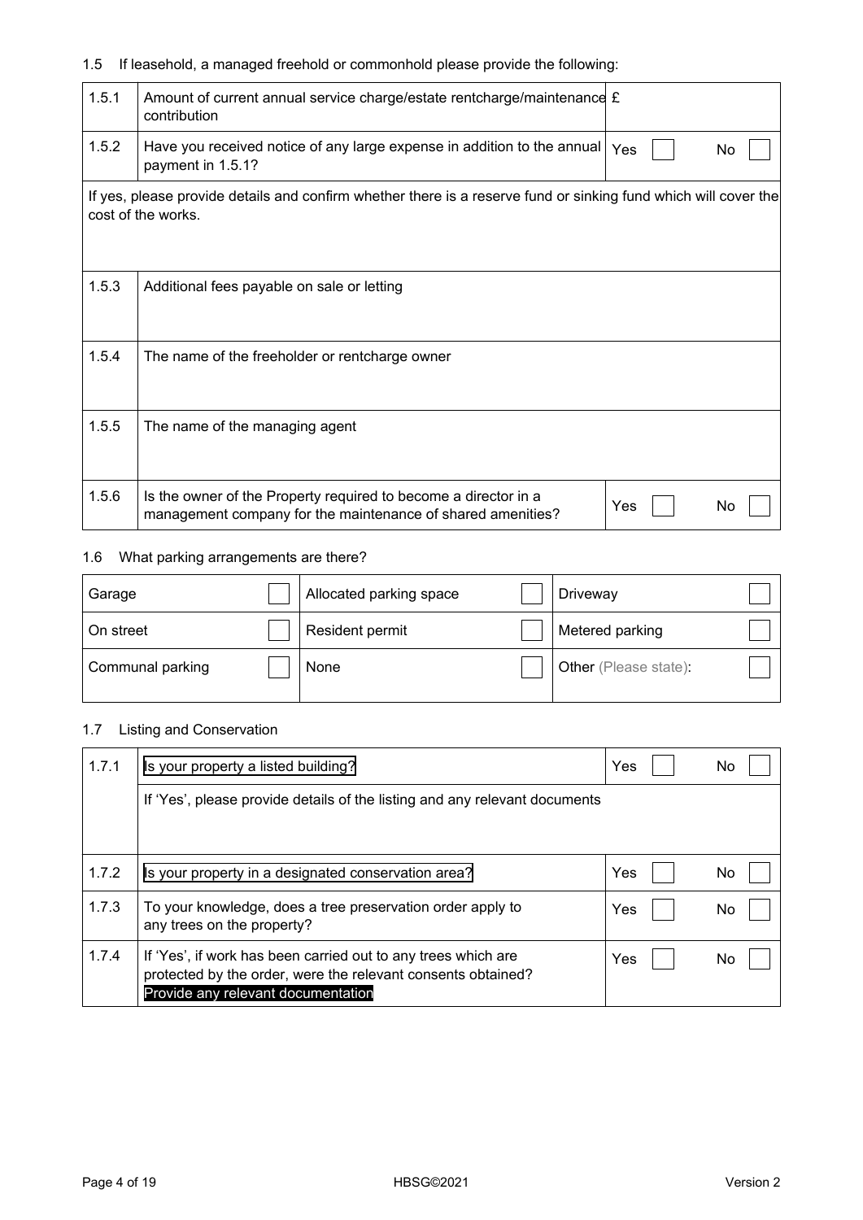1.5 If leasehold, a managed freehold or commonhold please provide the following:

| | | |
|---|---|---|
| 1.5.1 | Amount of current annual service charge/estate rentcharge/maintenance contribution | £ |
| 1.5.2 | Have you received notice of any large expense in addition to the annual payment in 1.5.1? | Yes ☐ No ☐ |
| If yes, please provide details and confirm whether there is a reserve fund or sinking fund which will cover the cost of the works. | | |
| 1.5.3 | Additional fees payable on sale or letting | |
| 1.5.4 | The name of the freeholder or rentcharge owner | |
| 1.5.5 | The name of the managing agent | |
| 1.5.6 | Is the owner of the Property required to become a director in a management company for the maintenance of shared amenities? | Yes ☐ No ☐ |

1.6 What parking arrangements are there?

| | | | | | |
|---|---|---|---|---|---|
| Garage | ☐ | Allocated parking space | ☐ | Driveway | ☐ |
| On street | ☐ | Resident permit | ☐ | Metered parking | ☐ |
| Communal parking | ☐ | None | ☐ | Other (Please state): | ☐ |

1.7 Listing and Conservation

| | | |
|---|---|---|
| 1.7.1 | Is your property a listed building? | Yes ☐ No ☐ |
| | If 'Yes', please provide details of the listing and any relevant documents | |
| 1.7.2 | Is your property in a designated conservation area? | Yes ☐ No ☐ |
| 1.7.3 | To your knowledge, does a tree preservation order apply to any trees on the property? | Yes ☐ No ☐ |
| 1.7.4 | If 'Yes', if work has been carried out to any trees which are protected by the order, were the relevant consents obtained? Provide any relevant documentation | Yes ☐ No ☐ |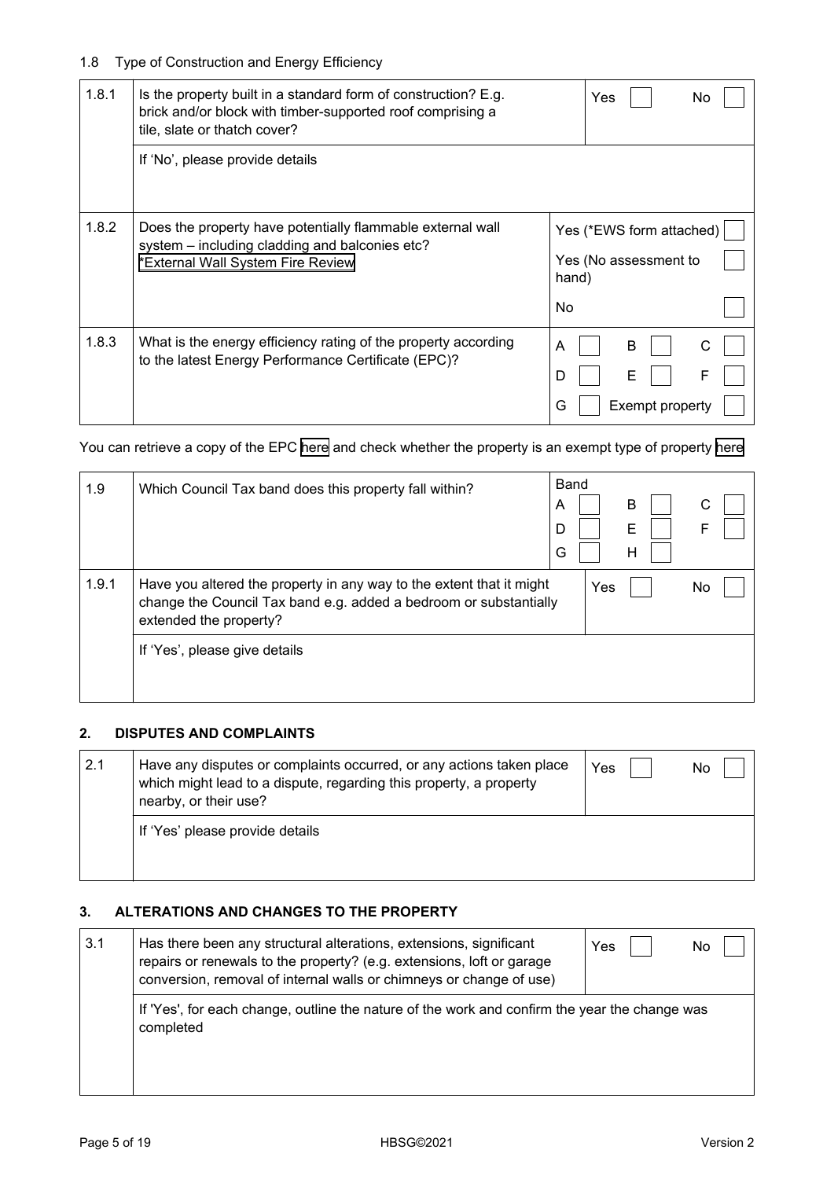1.8 Type of Construction and Energy Efficiency

| | | |
|---|---|---|
| 1.8.1 | Is the property built in a standard form of construction? E.g. brick and/or block with timber-supported roof comprising a tile, slate or thatch cover? | Yes ☐ No ☐ |
| | If 'No', please provide details | |
| 1.8.2 | Does the property have potentially flammable external wall system – including cladding and balconies etc? *External Wall System Fire Review | Yes (*EWS form attached) ☐<br>Yes (No assessment to hand) ☐<br>No ☐ |
| 1.8.3 | What is the energy efficiency rating of the property according to the latest Energy Performance Certificate (EPC)? | A ☐ B ☐ C ☐<br>D ☐ E ☐ F ☐<br>G ☐ Exempt property ☐ |

You can retrieve a copy of the EPC here and check whether the property is an exempt type of property here

| | | |
|---|---|---|
| 1.9 | Which Council Tax band does this property fall within? | Band<br>A ☐ B ☐ C ☐<br>D ☐ E ☐ F ☐<br>G ☐ H ☐ |
| 1.9.1 | Have you altered the property in any way to the extent that it might change the Council Tax band e.g. added a bedroom or substantially extended the property? | Yes ☐ No ☐ |
| | If 'Yes', please give details | |

## 2. DISPUTES AND COMPLAINTS

| | | |
|---|---|---|
| 2.1 | Have any disputes or complaints occurred, or any actions taken place which might lead to a dispute, regarding this property, a property nearby, or their use? | Yes ☐ No ☐ |
| | If 'Yes' please provide details | |

## 3. ALTERATIONS AND CHANGES TO THE PROPERTY

| | | |
|---|---|---|
| 3.1 | Has there been any structural alterations, extensions, significant repairs or renewals to the property? (e.g. extensions, loft or garage conversion, removal of internal walls or chimneys or change of use) | Yes ☐ No ☐ |
| | If 'Yes', for each change, outline the nature of the work and confirm the year the change was completed | |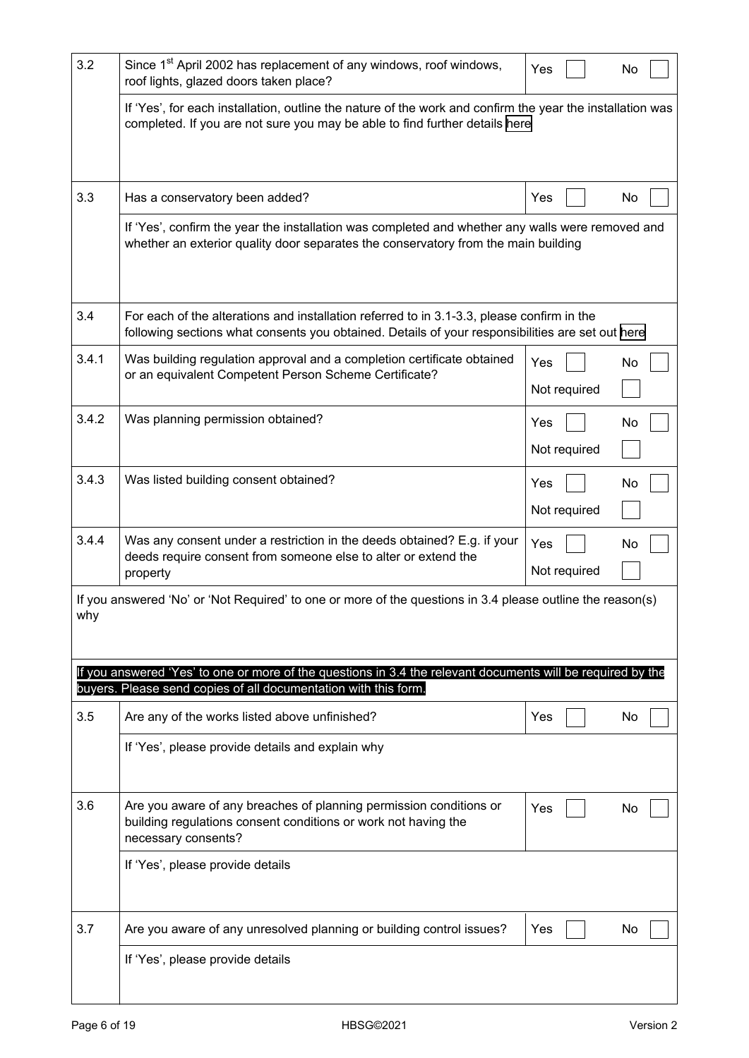| | | | |
|---|---|---|---|
| 3.2 | Since 1st April 2002 has replacement of any windows, roof windows, roof lights, glazed doors taken place? | Yes ☐ | No ☐ |
| | If 'Yes', for each installation, outline the nature of the work and confirm the year the installation was completed. If you are not sure you may be able to find further details here | | |
| 3.3 | Has a conservatory been added? | Yes ☐ | No ☐ |
| | If 'Yes', confirm the year the installation was completed and whether any walls were removed and whether an exterior quality door separates the conservatory from the main building | | |
| 3.4 | For each of the alterations and installation referred to in 3.1-3.3, please confirm in the following sections what consents you obtained. Details of your responsibilities are set out here | | |
| 3.4.1 | Was building regulation approval and a completion certificate obtained or an equivalent Competent Person Scheme Certificate? | Yes ☐ Not required ☐ | No ☐ |
| 3.4.2 | Was planning permission obtained? | Yes ☐ Not required ☐ | No ☐ |
| 3.4.3 | Was listed building consent obtained? | Yes ☐ Not required ☐ | No ☐ |
| 3.4.4 | Was any consent under a restriction in the deeds obtained? E.g. if your deeds require consent from someone else to alter or extend the property | Yes ☐ Not required ☐ | No ☐ |
| If you answered 'No' or 'Not Required' to one or more of the questions in 3.4 please outline the reason(s) why | | | |
| **If you answered 'Yes' to one or more of the questions in 3.4 the relevant documents will be required by the buyers. Please send copies of all documentation with this form.** | | | |
| 3.5 | Are any of the works listed above unfinished? | Yes ☐ | No ☐ |
| | If 'Yes', please provide details and explain why | | |
| 3.6 | Are you aware of any breaches of planning permission conditions or building regulations consent conditions or work not having the necessary consents? | Yes ☐ | No ☐ |
| | If 'Yes', please provide details | | |
| 3.7 | Are you aware of any unresolved planning or building control issues? | Yes ☐ | No ☐ |
| | If 'Yes', please provide details | | |

HBSG©2021 Version 2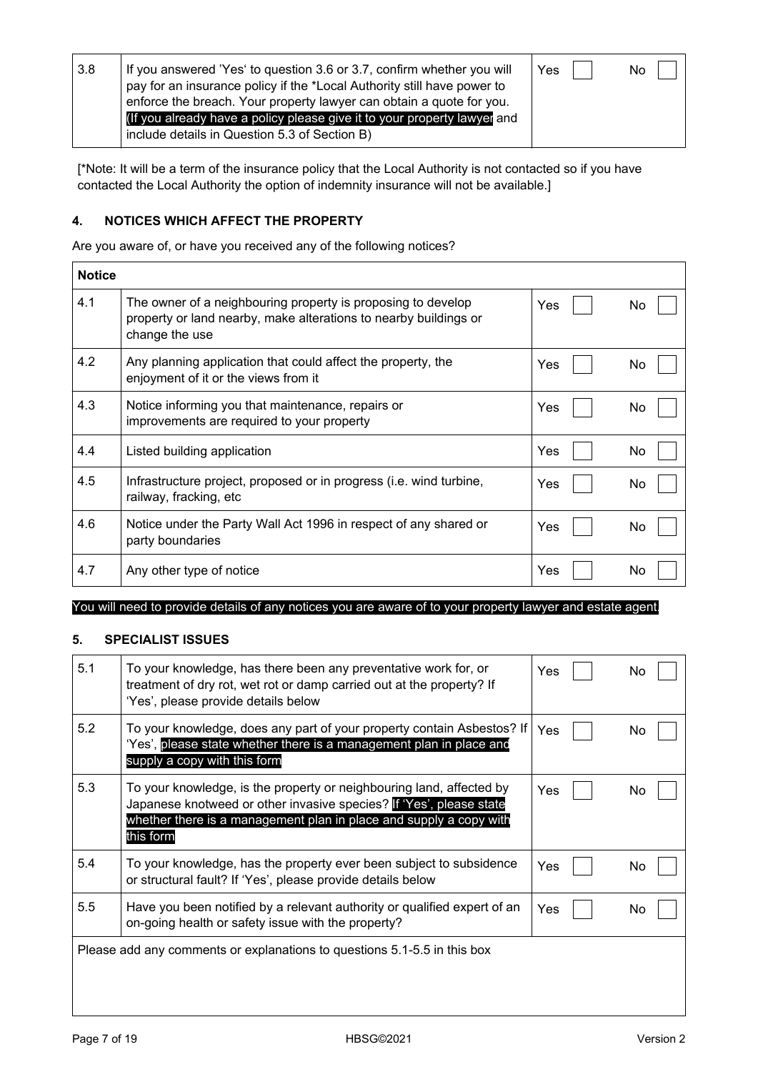| 3.8 | If you answered 'Yes' to question 3.6 or 3.7, confirm whether you will pay for an insurance policy if the *Local Authority still have power to enforce the breach. Your property lawyer can obtain a quote for you. (If you already have a policy please give it to your property lawyer and include details in Question 5.3 of Section B) | Yes ☐ No ☐ |
|---|---|---|

[*Note: It will be a term of the insurance policy that the Local Authority is not contacted so if you have contacted the Local Authority the option of indemnity insurance will not be available.]

## 4. NOTICES WHICH AFFECT THE PROPERTY

Are you aware of, or have you received any of the following notices?

| **Notice** | | |
|---|---|---|
| 4.1 | The owner of a neighbouring property is proposing to develop property or land nearby, make alterations to nearby buildings or change the use | Yes ☐ No ☐ |
| 4.2 | Any planning application that could affect the property, the enjoyment of it or the views from it | Yes ☐ No ☐ |
| 4.3 | Notice informing you that maintenance, repairs or improvements are required to your property | Yes ☐ No ☐ |
| 4.4 | Listed building application | Yes ☐ No ☐ |
| 4.5 | Infrastructure project, proposed or in progress (i.e. wind turbine, railway, fracking, etc | Yes ☐ No ☐ |
| 4.6 | Notice under the Party Wall Act 1996 in respect of any shared or party boundaries | Yes ☐ No ☐ |
| 4.7 | Any other type of notice | Yes ☐ No ☐ |

You will need to provide details of any notices you are aware of to your property lawyer and estate agent.

## 5. SPECIALIST ISSUES

| 5.1 | To your knowledge, has there been any preventative work for, or treatment of dry rot, wet rot or damp carried out at the property? If 'Yes', please provide details below | Yes ☐ No ☐ |
|---|---|---|
| 5.2 | To your knowledge, does any part of your property contain Asbestos? If 'Yes', please state whether there is a management plan in place and supply a copy with this form | Yes ☐ No ☐ |
| 5.3 | To your knowledge, is the property or neighbouring land, affected by Japanese knotweed or other invasive species? If 'Yes', please state whether there is a management plan in place and supply a copy with this form | Yes ☐ No ☐ |
| 5.4 | To your knowledge, has the property ever been subject to subsidence or structural fault? If 'Yes', please provide details below | Yes ☐ No ☐ |
| 5.5 | Have you been notified by a relevant authority or qualified expert of an on-going health or safety issue with the property? | Yes ☐ No ☐ |
| Please add any comments or explanations to questions 5.1-5.5 in this box | | |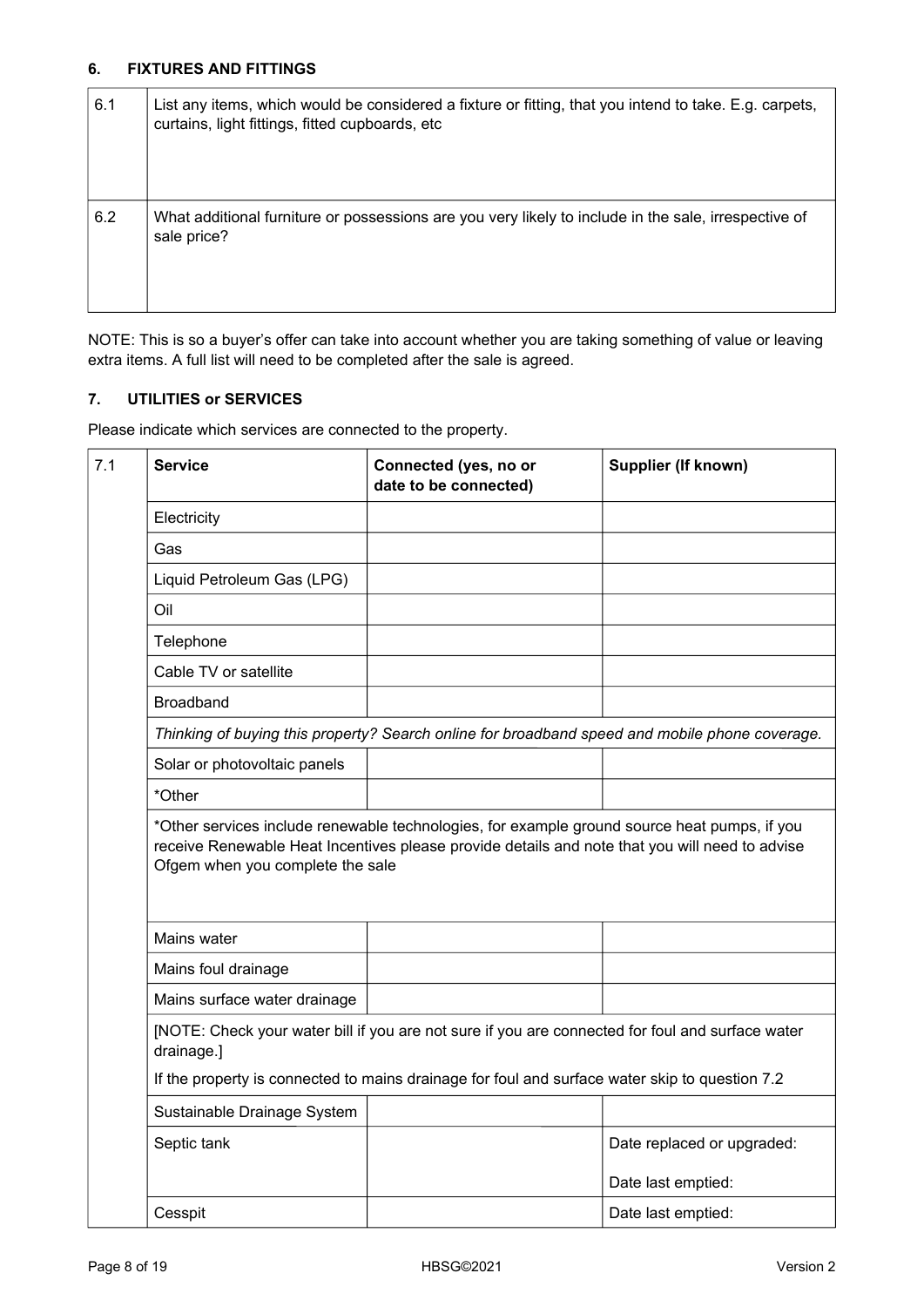## 6. FIXTURES AND FITTINGS

| | |
|---|---|
| 6.1 | List any items, which would be considered a fixture or fitting, that you intend to take. E.g. carpets, curtains, light fittings, fitted cupboards, etc |
| 6.2 | What additional furniture or possessions are you very likely to include in the sale, irrespective of sale price? |

NOTE: This is so a buyer's offer can take into account whether you are taking something of value or leaving extra items. A full list will need to be completed after the sale is agreed.

## 7. UTILITIES or SERVICES

Please indicate which services are connected to the property.

| 7.1 | **Service** | **Connected (yes, no or date to be connected)** | **Supplier (If known)** |
|---|---|---|---|
| | Electricity | | |
| | Gas | | |
| | Liquid Petroleum Gas (LPG) | | |
| | Oil | | |
| | Telephone | | |
| | Cable TV or satellite | | |
| | Broadband | | |
| | *Thinking of buying this property? Search online for broadband speed and mobile phone coverage.* | | |
| | Solar or photovoltaic panels | | |
| | *Other | | |
| | *Other services include renewable technologies, for example ground source heat pumps, if you receive Renewable Heat Incentives please provide details and note that you will need to advise Ofgem when you complete the sale | | |
| | Mains water | | |
| | Mains foul drainage | | |
| | Mains surface water drainage | | |
| | [NOTE: Check your water bill if you are not sure if you are connected for foul and surface water drainage.] If the property is connected to mains drainage for foul and surface water skip to question 7.2 | | |
| | Sustainable Drainage System | | |
| | Septic tank | | Date replaced or upgraded: <br> Date last emptied: |
| | Cesspit | | Date last emptied: |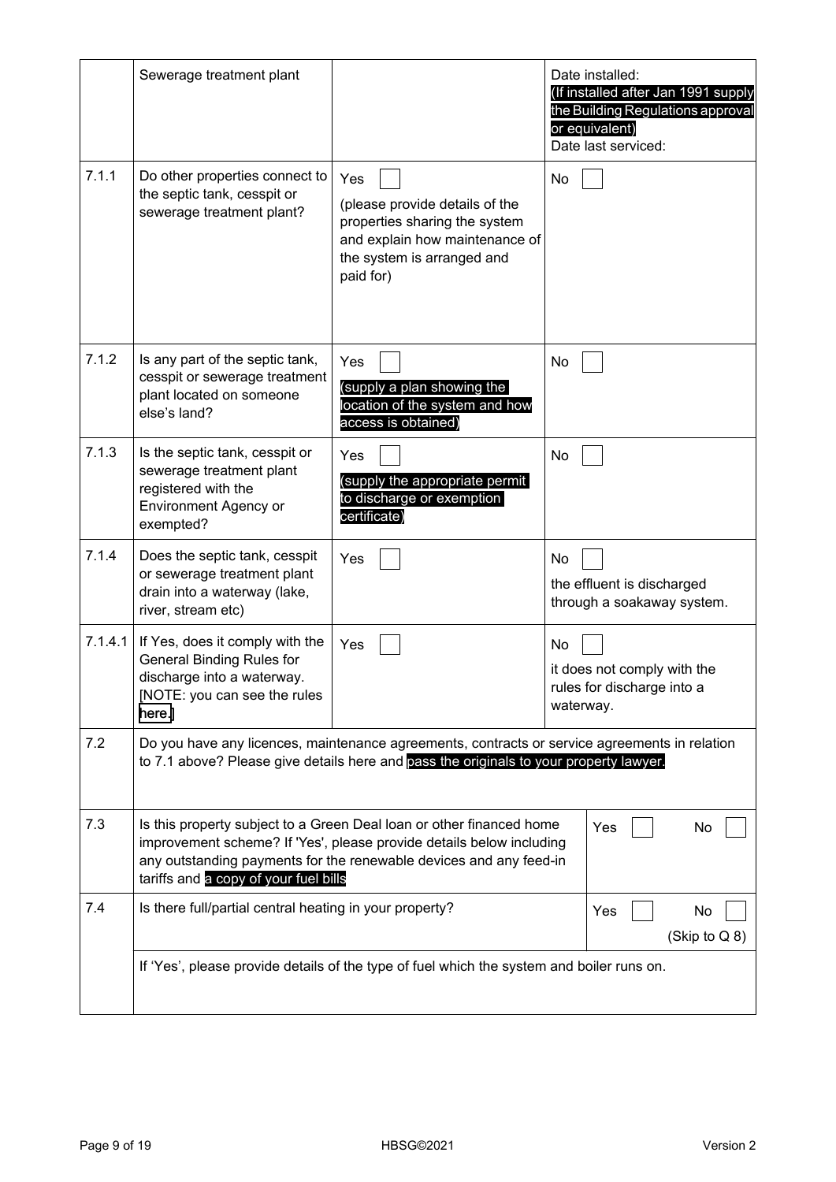|  |  |  |  |
|---|---|---|---|
|  | Sewerage treatment plant |  | Date installed: (If installed after Jan 1991 supply the Building Regulations approval or equivalent) Date last serviced: |
| 7.1.1 | Do other properties connect to the septic tank, cesspit or sewerage treatment plant? | Yes ☐ (please provide details of the properties sharing the system and explain how maintenance of the system is arranged and paid for) | No ☐ |
| 7.1.2 | Is any part of the septic tank, cesspit or sewerage treatment plant located on someone else's land? | Yes ☐ (supply a plan showing the location of the system and how access is obtained) | No ☐ |
| 7.1.3 | Is the septic tank, cesspit or sewerage treatment plant registered with the Environment Agency or exempted? | Yes ☐ (supply the appropriate permit to discharge or exemption certificate) | No ☐ |
| 7.1.4 | Does the septic tank, cesspit or sewerage treatment plant drain into a waterway (lake, river, stream etc) | Yes ☐ | No ☐ the effluent is discharged through a soakaway system. |
| 7.1.4.1 | If Yes, does it comply with the General Binding Rules for discharge into a waterway. [NOTE: you can see the rules here.] | Yes ☐ | No ☐ it does not comply with the rules for discharge into a waterway. |
| 7.2 | Do you have any licences, maintenance agreements, contracts or service agreements in relation to 7.1 above? Please give details here and pass the originals to your property lawyer. |  |  |
| 7.3 | Is this property subject to a Green Deal loan or other financed home improvement scheme? If 'Yes', please provide details below including any outstanding payments for the renewable devices and any feed-in tariffs and a copy of your fuel bills |  | Yes ☐ No ☐ |
| 7.4 | Is there full/partial central heating in your property? |  | Yes ☐ No ☐ (Skip to Q 8) |
|  | If 'Yes', please provide details of the type of fuel which the system and boiler runs on. |  |  |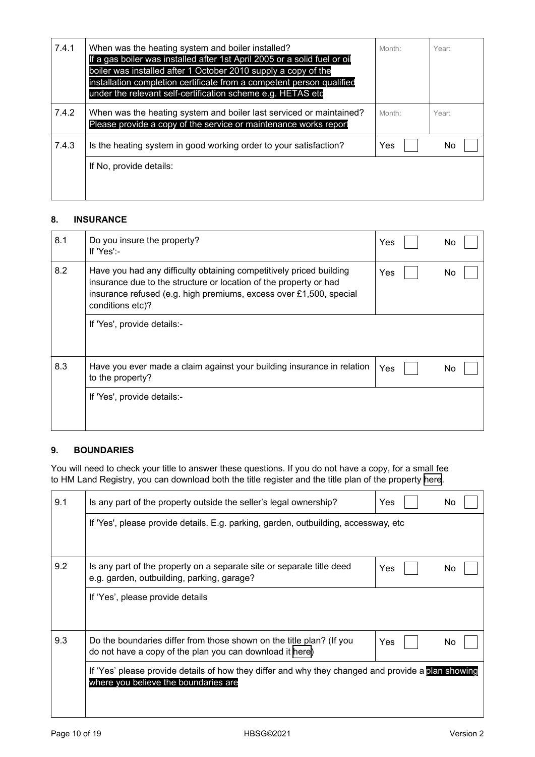| 7.4.1 | When was the heating system and boiler installed?<br>If a gas boiler was installed after 1st April 2005 or a solid fuel or oil boiler was installed after 1 October 2010 supply a copy of the installation completion certificate from a competent person qualified under the relevant self-certification scheme e.g. HETAS etc | Month: | Year: |
|---|---|---|---|
| 7.4.2 | When was the heating system and boiler last serviced or maintained?<br>Please provide a copy of the service or maintenance works report | Month: | Year: |
| 7.4.3 | Is the heating system in good working order to your satisfaction? | Yes | No |
| | If No, provide details: | | |

## 8. INSURANCE

| 8.1 | Do you insure the property?<br>If 'Yes':- | Yes | No |
|---|---|---|---|
| 8.2 | Have you had any difficulty obtaining competitively priced building insurance due to the structure or location of the property or had insurance refused (e.g. high premiums, excess over £1,500, special conditions etc)? | Yes | No |
| | If 'Yes', provide details:- | | |
| 8.3 | Have you ever made a claim against your building insurance in relation to the property? | Yes | No |
| | If 'Yes', provide details:- | | |

## 9. BOUNDARIES

You will need to check your title to answer these questions. If you do not have a copy, for a small fee to HM Land Registry, you can download both the title register and the title plan of the property here.

| 9.1 | Is any part of the property outside the seller's legal ownership? | Yes | No |
|---|---|---|---|
| | If 'Yes', please provide details. E.g. parking, garden, outbuilding, accessway, etc | | |
| 9.2 | Is any part of the property on a separate site or separate title deed e.g. garden, outbuilding, parking, garage? | Yes | No |
| | If 'Yes', please provide details | | |
| 9.3 | Do the boundaries differ from those shown on the title plan? (If you do not have a copy of the plan you can download it here) | Yes | No |
| | If 'Yes' please provide details of how they differ and why they changed and provide a plan showing where you believe the boundaries are | | |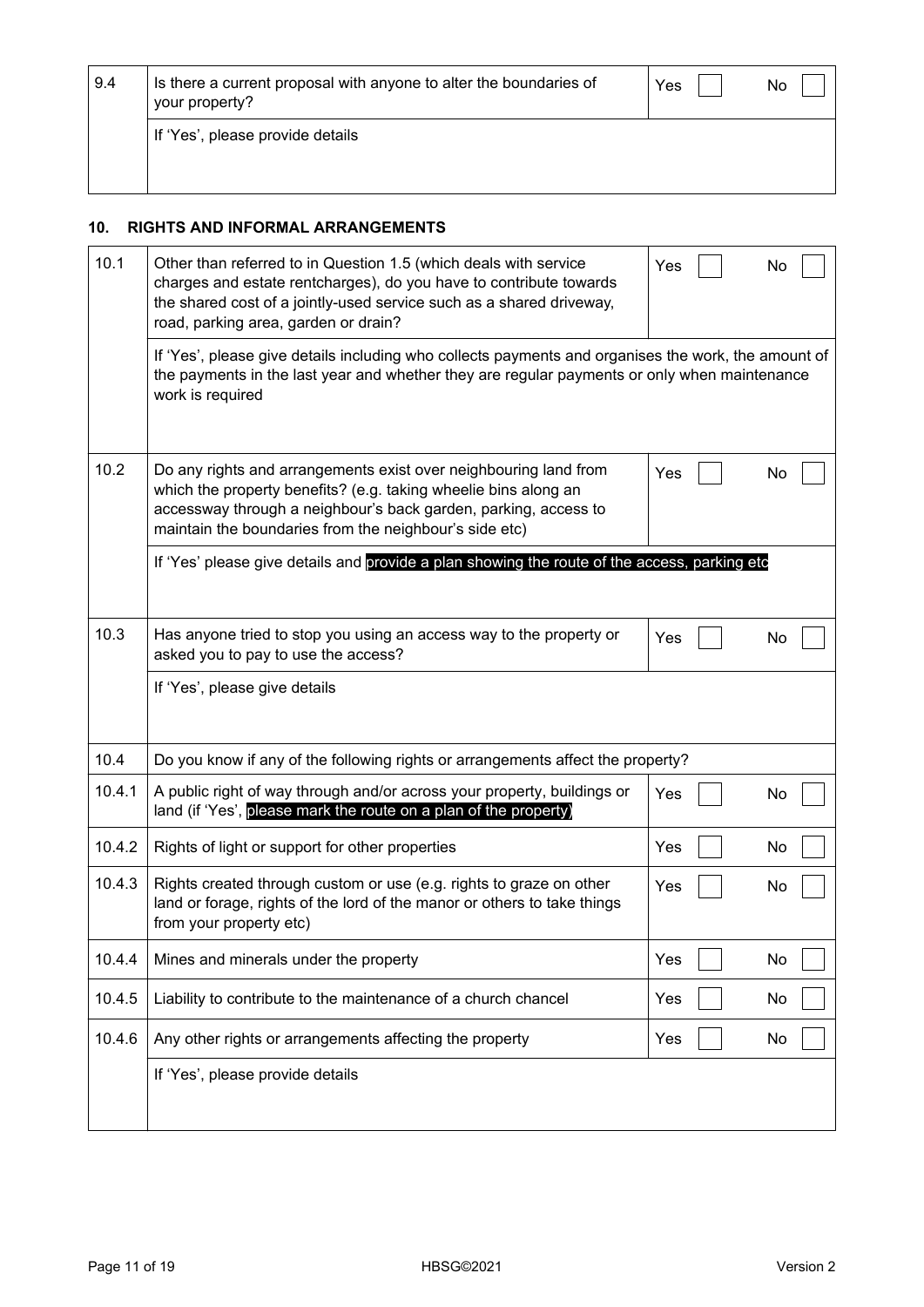| 9.4 | Is there a current proposal with anyone to alter the boundaries of your property? | Yes ☐ No ☐ |
|---|---|---|
| | If 'Yes', please provide details | |

## 10. RIGHTS AND INFORMAL ARRANGEMENTS

| 10.1 | Other than referred to in Question 1.5 (which deals with service charges and estate rentcharges), do you have to contribute towards the shared cost of a jointly-used service such as a shared driveway, road, parking area, garden or drain? | Yes ☐ No ☐ |
|---|---|---|
| | If 'Yes', please give details including who collects payments and organises the work, the amount of the payments in the last year and whether they are regular payments or only when maintenance work is required | |
| 10.2 | Do any rights and arrangements exist over neighbouring land from which the property benefits? (e.g. taking wheelie bins along an accessway through a neighbour's back garden, parking, access to maintain the boundaries from the neighbour's side etc) | Yes ☐ No ☐ |
| | If 'Yes' please give details and provide a plan showing the route of the access, parking etc | |
| 10.3 | Has anyone tried to stop you using an access way to the property or asked you to pay to use the access? | Yes ☐ No ☐ |
| | If 'Yes', please give details | |
| 10.4 | Do you know if any of the following rights or arrangements affect the property? | |
| 10.4.1 | A public right of way through and/or across your property, buildings or land (if 'Yes', please mark the route on a plan of the property) | Yes ☐ No ☐ |
| 10.4.2 | Rights of light or support for other properties | Yes ☐ No ☐ |
| 10.4.3 | Rights created through custom or use (e.g. rights to graze on other land or forage, rights of the lord of the manor or others to take things from your property etc) | Yes ☐ No ☐ |
| 10.4.4 | Mines and minerals under the property | Yes ☐ No ☐ |
| 10.4.5 | Liability to contribute to the maintenance of a church chancel | Yes ☐ No ☐ |
| 10.4.6 | Any other rights or arrangements affecting the property | Yes ☐ No ☐ |
| | If 'Yes', please provide details | |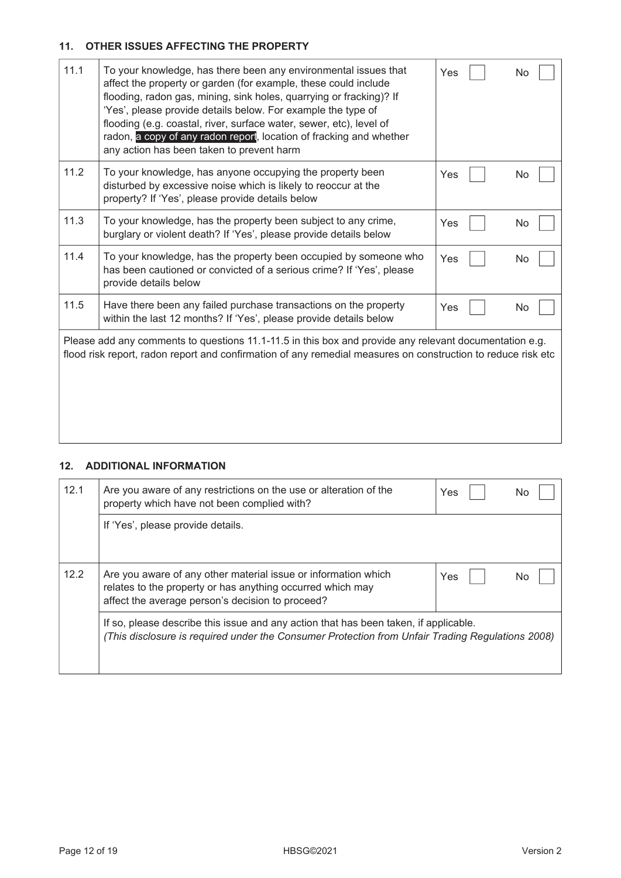## 11. OTHER ISSUES AFFECTING THE PROPERTY

| | | | |
|---|---|---|---|
| 11.1 | To your knowledge, has there been any environmental issues that affect the property or garden (for example, these could include flooding, radon gas, mining, sink holes, quarrying or fracking)? If 'Yes', please provide details below. For example the type of flooding (e.g. coastal, river, surface water, sewer, etc), level of radon, a copy of any radon report, location of fracking and whether any action has been taken to prevent harm | Yes ☐ | No ☐ |
| 11.2 | To your knowledge, has anyone occupying the property been disturbed by excessive noise which is likely to reoccur at the property? If 'Yes', please provide details below | Yes ☐ | No ☐ |
| 11.3 | To your knowledge, has the property been subject to any crime, burglary or violent death? If 'Yes', please provide details below | Yes ☐ | No ☐ |
| 11.4 | To your knowledge, has the property been occupied by someone who has been cautioned or convicted of a serious crime? If 'Yes', please provide details below | Yes ☐ | No ☐ |
| 11.5 | Have there been any failed purchase transactions on the property within the last 12 months? If 'Yes', please provide details below | Yes ☐ | No ☐ |

Please add any comments to questions 11.1-11.5 in this box and provide any relevant documentation e.g. flood risk report, radon report and confirmation of any remedial measures on construction to reduce risk etc

## 12. ADDITIONAL INFORMATION

| | | | |
|---|---|---|---|
| 12.1 | Are you aware of any restrictions on the use or alteration of the property which have not been complied with? | Yes ☐ | No ☐ |
| | If 'Yes', please provide details. | | |
| 12.2 | Are you aware of any other material issue or information which relates to the property or has anything occurred which may affect the average person's decision to proceed? | Yes ☐ | No ☐ |
| | If so, please describe this issue and any action that has been taken, if applicable. *(This disclosure is required under the Consumer Protection from Unfair Trading Regulations 2008)* | | |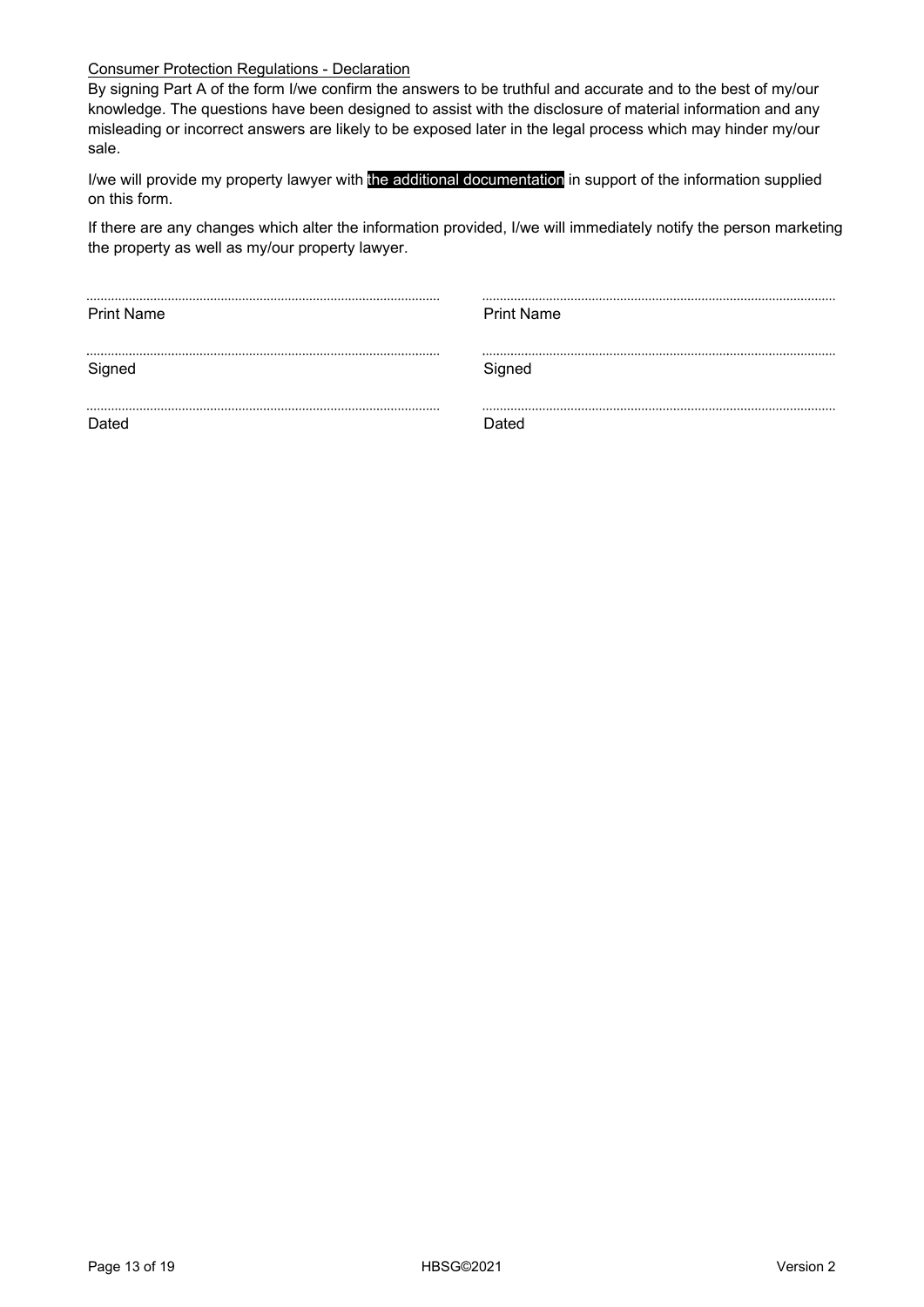Consumer Protection Regulations - Declaration

By signing Part A of the form I/we confirm the answers to be truthful and accurate and to the best of my/our knowledge. The questions have been designed to assist with the disclosure of material information and any misleading or incorrect answers are likely to be exposed later in the legal process which may hinder my/our sale.

I/we will provide my property lawyer with the additional documentation in support of the information supplied on this form.

If there are any changes which alter the information provided, I/we will immediately notify the person marketing the property as well as my/our property lawyer.

| ........................................ | ........................................ |
|---|---|
| Print Name | Print Name |
| ........................................ | ........................................ |
| Signed | Signed |
| ........................................ | ........................................ |
| Dated | Dated |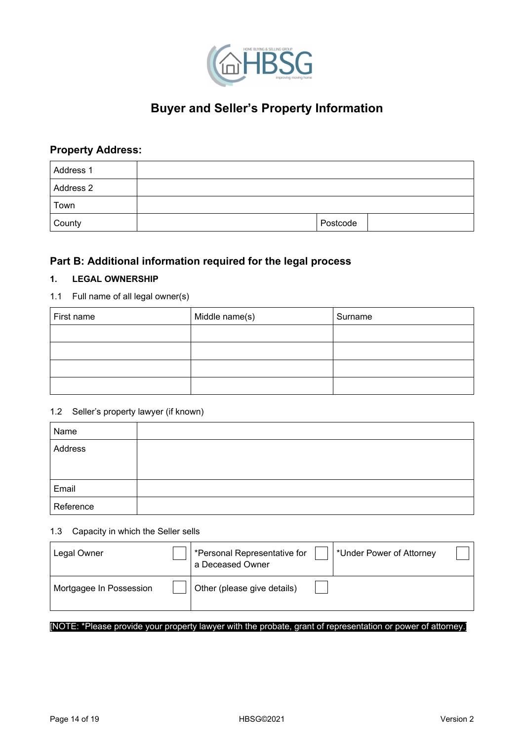# Buyer and Seller's Property Information

## Property Address:

| Address 1 | | | |
|---|---|---|---|
| Address 2 | | | |
| Town | | | |
| County | | Postcode | |

## Part B: Additional information required for the legal process

### 1. LEGAL OWNERSHIP

1.1 Full name of all legal owner(s)

| First name | Middle name(s) | Surname |
|---|---|---|
| | | |
| | | |
| | | |
| | | |

1.2 Seller's property lawyer (if known)

| Name | |
|---|---|
| Address | |
| Email | |
| Reference | |

1.3 Capacity in which the Seller sells

| | | |
|---|---|---|
| Legal Owner ☐ | *Personal Representative for a Deceased Owner ☐ | *Under Power of Attorney ☐ |
| Mortgagee In Possession ☐ | Other (please give details) ☐ | |

[NOTE: *Please provide your property lawyer with the probate, grant of representation or power of attorney.]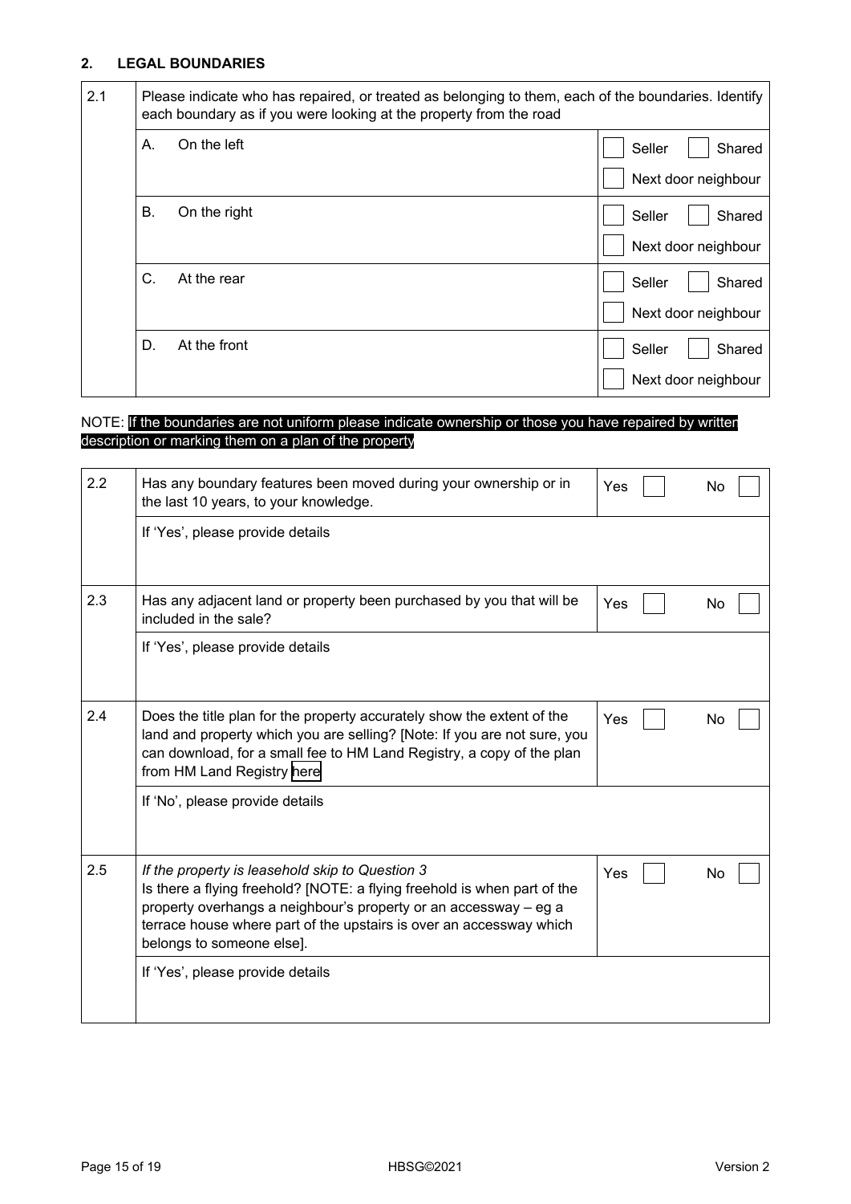## 2. LEGAL BOUNDARIES

| | | |
|---|---|---|
| 2.1 | Please indicate who has repaired, or treated as belonging to them, each of the boundaries. Identify each boundary as if you were looking at the property from the road | |
| | A. On the left | ☐ Seller ☐ Shared ☐ Next door neighbour |
| | B. On the right | ☐ Seller ☐ Shared ☐ Next door neighbour |
| | C. At the rear | ☐ Seller ☐ Shared ☐ Next door neighbour |
| | D. At the front | ☐ Seller ☐ Shared ☐ Next door neighbour |

NOTE: If the boundaries are not uniform please indicate ownership or those you have repaired by written description or marking them on a plan of the property

| | | |
|---|---|---|
| 2.2 | Has any boundary features been moved during your ownership or in the last 10 years, to your knowledge. | Yes ☐ No ☐ |
| | If 'Yes', please provide details | |
| 2.3 | Has any adjacent land or property been purchased by you that will be included in the sale? | Yes ☐ No ☐ |
| | If 'Yes', please provide details | |
| 2.4 | Does the title plan for the property accurately show the extent of the land and property which you are selling? [Note: If you are not sure, you can download, for a small fee to HM Land Registry, a copy of the plan from HM Land Registry here | Yes ☐ No ☐ |
| | If 'No', please provide details | |
| 2.5 | *If the property is leasehold skip to Question 3* Is there a flying freehold? [NOTE: a flying freehold is when part of the property overhangs a neighbour's property or an accessway – eg a terrace house where part of the upstairs is over an accessway which belongs to someone else]. | Yes ☐ No ☐ |
| | If 'Yes', please provide details | |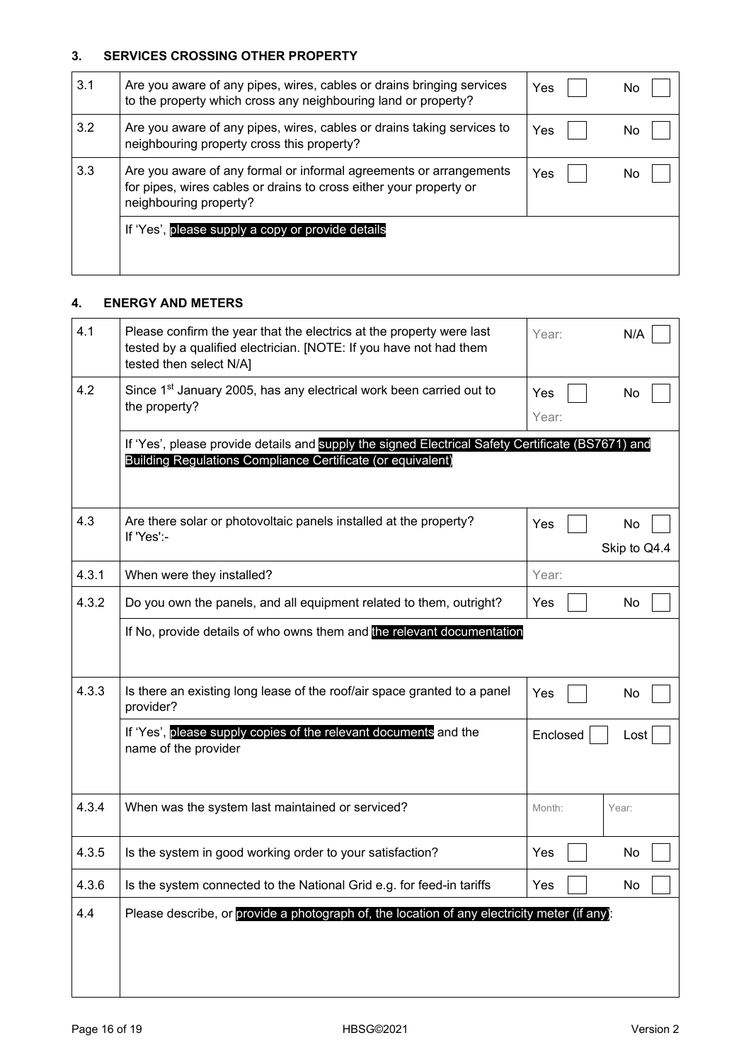### 3. SERVICES CROSSING OTHER PROPERTY

| | | | |
|---|---|---|---|
| 3.1 | Are you aware of any pipes, wires, cables or drains bringing services to the property which cross any neighbouring land or property? | Yes ☐ | No ☐ |
| 3.2 | Are you aware of any pipes, wires, cables or drains taking services to neighbouring property cross this property? | Yes ☐ | No ☐ |
| 3.3 | Are you aware of any formal or informal agreements or arrangements for pipes, wires cables or drains to cross either your property or neighbouring property? | Yes ☐ | No ☐ |
| | If 'Yes', please supply a copy or provide details | | |

### 4. ENERGY AND METERS

| | | | |
|---|---|---|---|
| 4.1 | Please confirm the year that the electrics at the property were last tested by a qualified electrician. [NOTE: If you have not had them tested then select N/A] | Year: | N/A ☐ |
| 4.2 | Since 1st January 2005, has any electrical work been carried out to the property? | Yes ☐ Year: | No ☐ |
| | If 'Yes', please provide details and supply the signed Electrical Safety Certificate (BS7671) and Building Regulations Compliance Certificate (or equivalent) | | |
| 4.3 | Are there solar or photovoltaic panels installed at the property? If 'Yes':- | Yes ☐ | No ☐ Skip to Q4.4 |
| 4.3.1 | When were they installed? | Year: | |
| 4.3.2 | Do you own the panels, and all equipment related to them, outright? | Yes ☐ | No ☐ |
| | If No, provide details of who owns them and the relevant documentation | | |
| 4.3.3 | Is there an existing long lease of the roof/air space granted to a panel provider? | Yes ☐ | No ☐ |
| | If 'Yes', please supply copies of the relevant documents and the name of the provider | Enclosed ☐ | Lost ☐ |
| 4.3.4 | When was the system last maintained or serviced? | Month: | Year: |
| 4.3.5 | Is the system in good working order to your satisfaction? | Yes ☐ | No ☐ |
| 4.3.6 | Is the system connected to the National Grid e.g. for feed-in tariffs | Yes ☐ | No ☐ |
| 4.4 | Please describe, or provide a photograph of, the location of any electricity meter (if any): | | |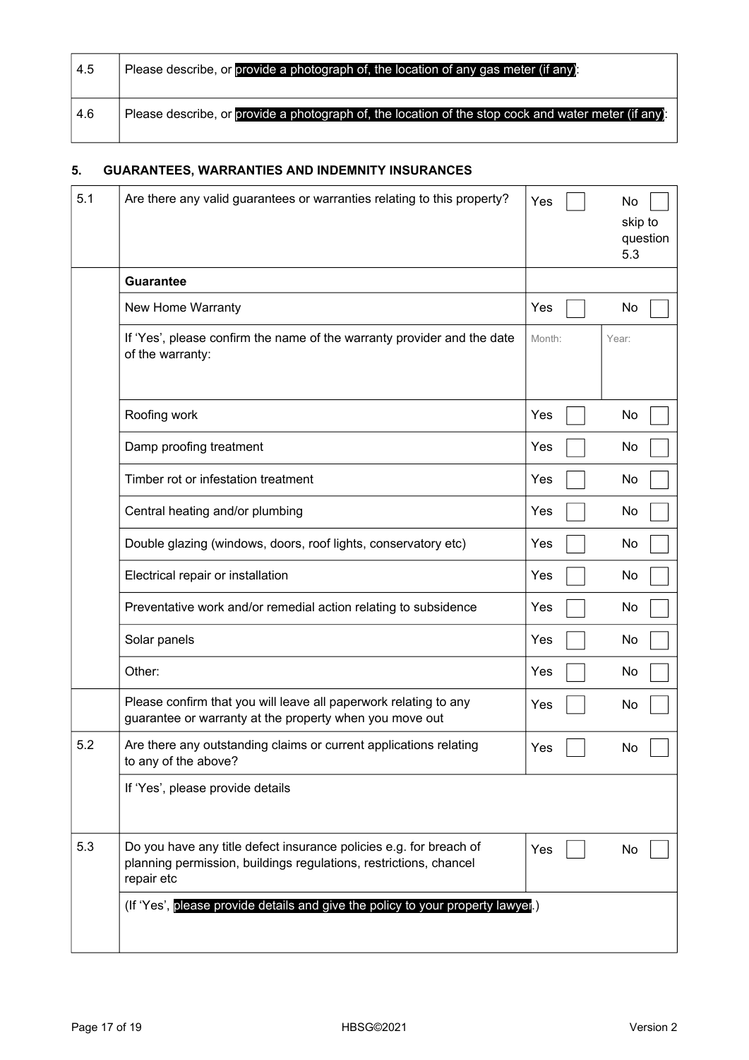| | |
|---|---|
| 4.5 | Please describe, or provide a photograph of, the location of any gas meter (if any): |
| 4.6 | Please describe, or provide a photograph of, the location of the stop cock and water meter (if any): |

## 5. GUARANTEES, WARRANTIES AND INDEMNITY INSURANCES

| | | | |
|---|---|---|---|
| 5.1 | Are there any valid guarantees or warranties relating to this property? | Yes ☐ | No ☐ skip to question 5.3 |
| | **Guarantee** | | |
| | New Home Warranty | Yes ☐ | No ☐ |
| | If 'Yes', please confirm the name of the warranty provider and the date of the warranty: | Month: | Year: |
| | Roofing work | Yes ☐ | No ☐ |
| | Damp proofing treatment | Yes ☐ | No ☐ |
| | Timber rot or infestation treatment | Yes ☐ | No ☐ |
| | Central heating and/or plumbing | Yes ☐ | No ☐ |
| | Double glazing (windows, doors, roof lights, conservatory etc) | Yes ☐ | No ☐ |
| | Electrical repair or installation | Yes ☐ | No ☐ |
| | Preventative work and/or remedial action relating to subsidence | Yes ☐ | No ☐ |
| | Solar panels | Yes ☐ | No ☐ |
| | Other: | Yes ☐ | No ☐ |
| | Please confirm that you will leave all paperwork relating to any guarantee or warranty at the property when you move out | Yes ☐ | No ☐ |
| 5.2 | Are there any outstanding claims or current applications relating to any of the above? | Yes ☐ | No ☐ |
| | If 'Yes', please provide details | | |
| 5.3 | Do you have any title defect insurance policies e.g. for breach of planning permission, buildings regulations, restrictions, chancel repair etc | Yes ☐ | No ☐ |
| | (If 'Yes', please provide details and give the policy to your property lawyer.) | | |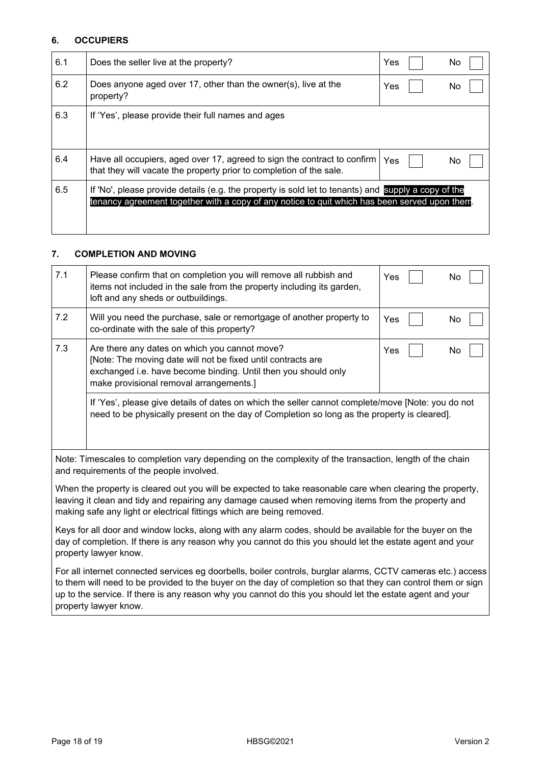## 6. OCCUPIERS

| | | |
|---|---|---|
| 6.1 | Does the seller live at the property? | Yes ☐ No ☐ |
| 6.2 | Does anyone aged over 17, other than the owner(s), live at the property? | Yes ☐ No ☐ |
| 6.3 | If 'Yes', please provide their full names and ages | |
| 6.4 | Have all occupiers, aged over 17, agreed to sign the contract to confirm that they will vacate the property prior to completion of the sale. | Yes ☐ No ☐ |
| 6.5 | If 'No', please provide details (e.g. the property is sold let to tenants) and supply a copy of the tenancy agreement together with a copy of any notice to quit which has been served upon them. | |

## 7. COMPLETION AND MOVING

| | | |
|---|---|---|
| 7.1 | Please confirm that on completion you will remove all rubbish and items not included in the sale from the property including its garden, loft and any sheds or outbuildings. | Yes ☐ No ☐ |
| 7.2 | Will you need the purchase, sale or remortgage of another property to co-ordinate with the sale of this property? | Yes ☐ No ☐ |
| 7.3 | Are there any dates on which you cannot move? [Note: The moving date will not be fixed until contracts are exchanged i.e. have become binding. Until then you should only make provisional removal arrangements.] | Yes ☐ No ☐ |
| | If 'Yes', please give details of dates on which the seller cannot complete/move [Note: you do not need to be physically present on the day of Completion so long as the property is cleared]. | |

Note: Timescales to completion vary depending on the complexity of the transaction, length of the chain and requirements of the people involved.

When the property is cleared out you will be expected to take reasonable care when clearing the property, leaving it clean and tidy and repairing any damage caused when removing items from the property and making safe any light or electrical fittings which are being removed.

Keys for all door and window locks, along with any alarm codes, should be available for the buyer on the day of completion. If there is any reason why you cannot do this you should let the estate agent and your property lawyer know.

For all internet connected services eg doorbells, boiler controls, burglar alarms, CCTV cameras etc.) access to them will need to be provided to the buyer on the day of completion so that they can control them or sign up to the service. If there is any reason why you cannot do this you should let the estate agent and your property lawyer know.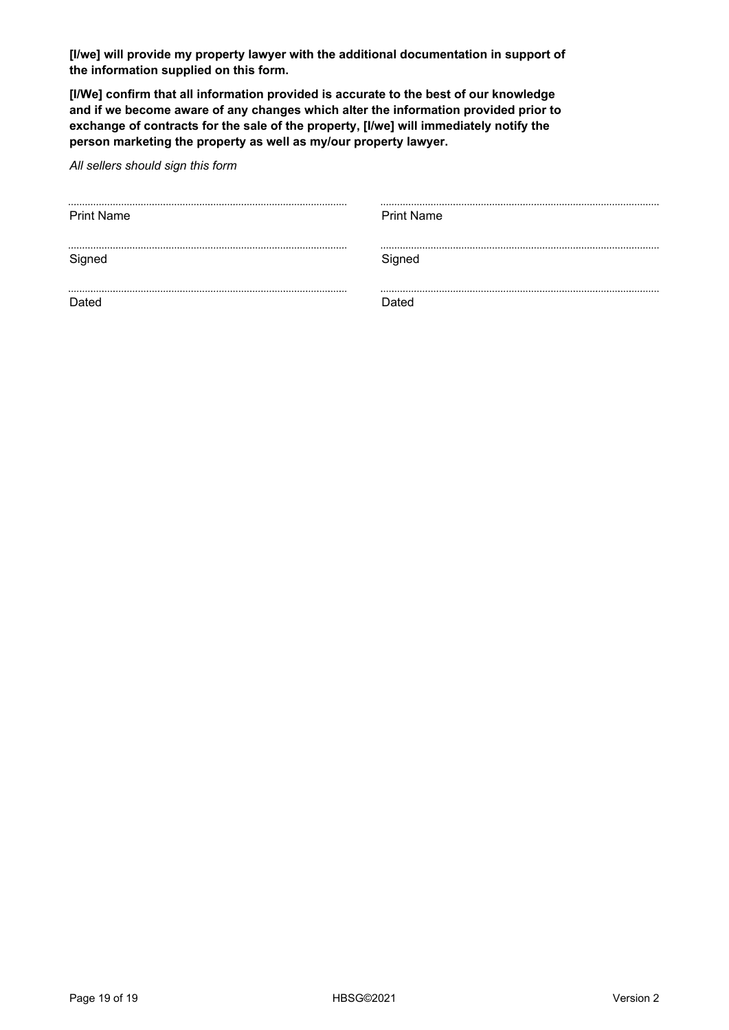**[I/we] will provide my property lawyer with the additional documentation in support of the information supplied on this form.**

**[I/We] confirm that all information provided is accurate to the best of our knowledge and if we become aware of any changes which alter the information provided prior to exchange of contracts for the sale of the property, [I/we] will immediately notify the person marketing the property as well as my/our property lawyer.**

*All sellers should sign this form*

| | |
|---|---|
| ................................................ | ................................................ |
| Print Name | Print Name |
| ................................................ | ................................................ |
| Signed | Signed |
| ................................................ | ................................................ |
| Dated | Dated |